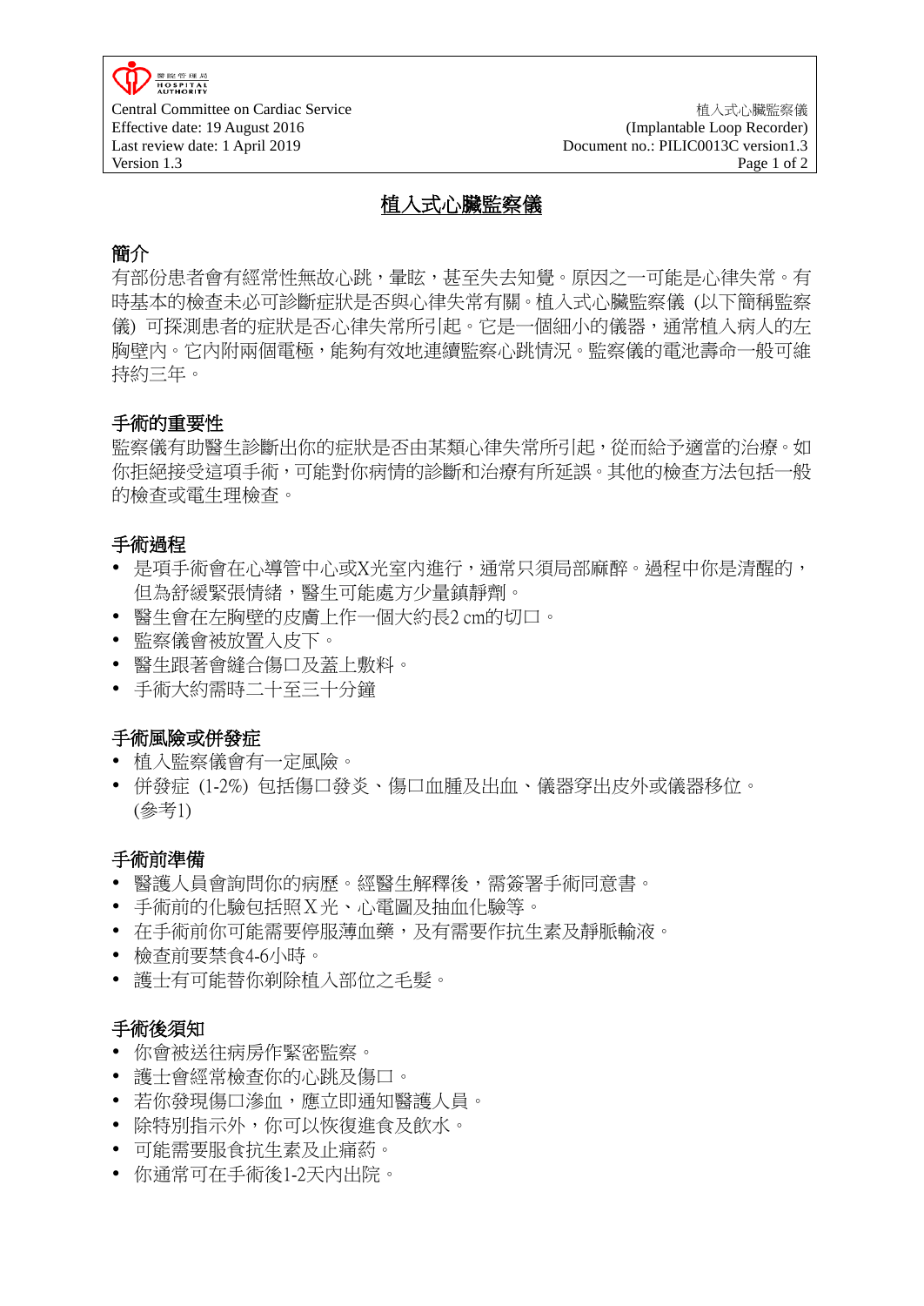# 植入式心臟監察儀

## 簡介

有部份患者會有經常性無故心跳，暈眩，甚至失去知覺。原因之一可能是心律失常。有時基本的檢查未必可診斷症狀是否與心律失常有關。植入式心臟監察儀 (以下簡稱監察儀) 可探測患者的症狀是否心律失常所引起。它是一個細小的儀器，通常植入病人的左胸壁內。它內附兩個電極，能夠有效地連續監察心跳情況。監察儀的電池壽命一般可維持約三年。

## 手術的重要性

監察儀有助醫生診斷出你的症狀是否由某類心律失常所引起，從而給予適當的治療。如你拒絕接受這項手術，可能對你病情的診斷和治療有所延誤。其他的檢查方法包括一般的檢查或電生理檢查。

## 手術過程

- 是項手術會在心導管中心或X光室內進行，通常只須局部麻醉。過程中你是清醒的，但為舒緩緊張情緒，醫生可能處方少量鎮靜劑。
- 醫生會在左胸壁的皮膚上作一個大約長2 cm的切口。
- 監察儀會被放置入皮下。
- 醫生跟著會縫合傷口及蓋上敷料。
- 手術大約需時二十至三十分鐘

## 手術風險或併發症

- 植入監察儀會有一定風險。
- 併發症 (1-2%) 包括傷口發炎、傷口血腫及出血、儀器穿出皮外或儀器移位。(參考1)

## 手術前準備

- 醫護人員會詢問你的病歷。經醫生解釋後，需簽署手術同意書。
- 手術前的化驗包括照X光、心電圖及抽血化驗等。
- 在手術前你可能需要停服薄血藥，及有需要作抗生素及靜脈輸液。
- 檢查前要禁食4-6小時。
- 護士有可能替你剃除植入部位之毛髮。

## 手術後須知

- 你會被送往病房作緊密監察。
- 護士會經常檢查你的心跳及傷口。
- 若你發現傷口滲血，應立即通知醫護人員。
- 除特別指示外，你可以恢復進食及飲水。
- 可能需要服食抗生素及止痛葯。
- 你通常可在手術後1-2天內出院。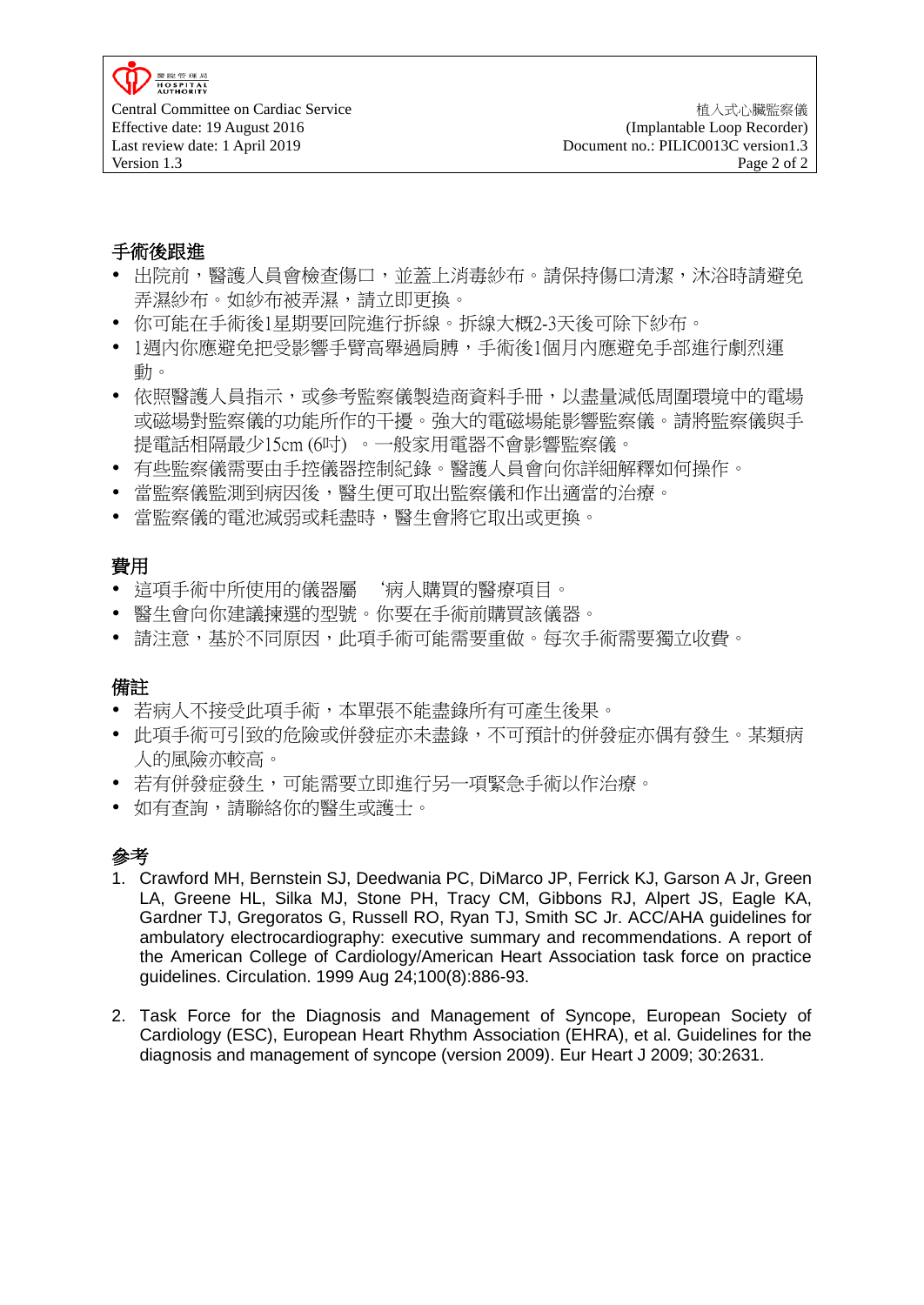## 手術後跟進

- 出院前，醫護人員會檢查傷口，並蓋上消毒紗布。請保持傷口清潔，沐浴時請避免弄濕紗布。如紗布被弄濕，請立即更換。
- 你可能在手術後1星期要回院進行拆線。拆線大概2-3天後可除下紗布。
- 1週內你應避免把受影響手臂高舉過肩膊，手術後1個月內應避免手部進行劇烈運動。
- 依照醫護人員指示，或參考監察儀製造商資料手冊，以盡量減低周圍環境中的電場或磁場對監察儀的功能所作的干擾。強大的電磁場能影響監察儀。請將監察儀與手提電話相隔最少15cm (6吋) 。一般家用電器不會影響監察儀。
- 有些監察儀需要由手控儀器控制紀錄。醫護人員會向你詳細解釋如何操作。
- 當監察儀監測到病因後，醫生便可取出監察儀和作出適當的治療。
- 當監察儀的電池減弱或耗盡時，醫生會將它取出或更換。

## 費用

- 這項手術中所使用的儀器屬 '病人購買的醫療項目。
- 醫生會向你建議揀選的型號。你要在手術前購買該儀器。
- 請注意，基於不同原因，此項手術可能需要重做。每次手術需要獨立收費。

## 備註

- 若病人不接受此項手術，本單張不能盡錄所有可產生後果。
- 此項手術可引致的危險或併發症亦未盡錄，不可預計的併發症亦偶有發生。某類病人的風險亦較高。
- 若有併發症發生，可能需要立即進行另一項緊急手術以作治療。
- 如有查詢，請聯絡你的醫生或護士。

## 參考

1. Crawford MH, Bernstein SJ, Deedwania PC, DiMarco JP, Ferrick KJ, Garson A Jr, Green LA, Greene HL, Silka MJ, Stone PH, Tracy CM, Gibbons RJ, Alpert JS, Eagle KA, Gardner TJ, Gregoratos G, Russell RO, Ryan TJ, Smith SC Jr. ACC/AHA guidelines for ambulatory electrocardiography: executive summary and recommendations. A report of the American College of Cardiology/American Heart Association task force on practice guidelines. Circulation. 1999 Aug 24;100(8):886-93.

2. Task Force for the Diagnosis and Management of Syncope, European Society of Cardiology (ESC), European Heart Rhythm Association (EHRA), et al. Guidelines for the diagnosis and management of syncope (version 2009). Eur Heart J 2009; 30:2631.